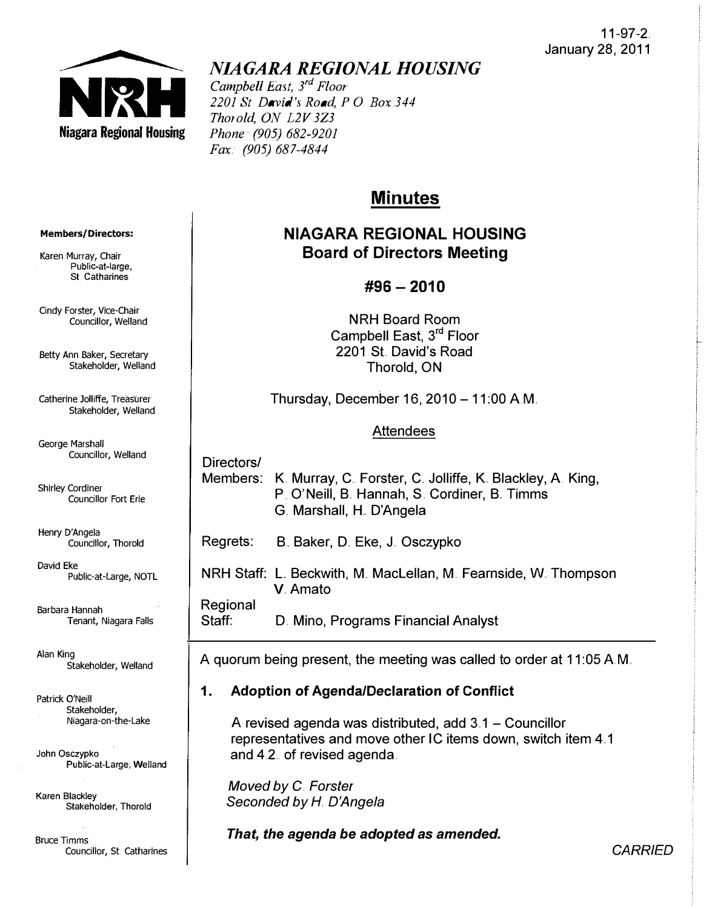11-97-2
January 28, 2011

# NIAGARA REGIONAL HOUSING

*Campbell East, 3rd Floor*
*2201 St David's Road, P O Box 344*
*Thorold, ON L2V 3Z3*
*Phone (905) 682-9201*
*Fax: (905) 687-4844*

**Members/Directors:**

Karen Murray, Chair
Public-at-large, St Catharines

Cindy Forster, Vice-Chair
Councillor, Welland

Betty Ann Baker, Secretary
Stakeholder, Welland

Catherine Jolliffe, Treasurer
Stakeholder, Welland

George Marshall
Councillor, Welland

Shirley Cordiner
Councillor Fort Erie

Henry D'Angela
Councillor, Thorold

David Eke
Public-at-Large, NOTL

Barbara Hannah
Tenant, Niagara Falls

Alan King
Stakeholder, Welland

Patrick O'Neill
Stakeholder, Niagara-on-the-Lake

John Osczypko
Public-at-Large, Welland

Karen Blackley
Stakeholder, Thorold

Bruce Timms
Councillor, St Catharines

## Minutes

## NIAGARA REGIONAL HOUSING Board of Directors Meeting

### #96 – 2010

NRH Board Room
Campbell East, 3rd Floor
2201 St. David's Road
Thorold, ON

Thursday, December 16, 2010 – 11:00 A.M.

Attendees

Directors/Members: K. Murray, C. Forster, C. Jolliffe, K. Blackley, A. King, P. O'Neill, B. Hannah, S. Cordiner, B. Timms G. Marshall, H. D'Angela

Regrets: B. Baker, D. Eke, J. Osczypko

NRH Staff: L. Beckwith, M. MacLellan, M. Fearnside, W. Thompson V. Amato

Regional Staff: D. Mino, Programs Financial Analyst

A quorum being present, the meeting was called to order at 11:05 A.M.

### 1. Adoption of Agenda/Declaration of Conflict

A revised agenda was distributed, add 3.1 – Councillor representatives and move other IC items down, switch item 4.1 and 4.2. of revised agenda.

*Moved by C. Forster*
*Seconded by H. D'Angela*

***That, the agenda be adopted as amended.***

*CARRIED*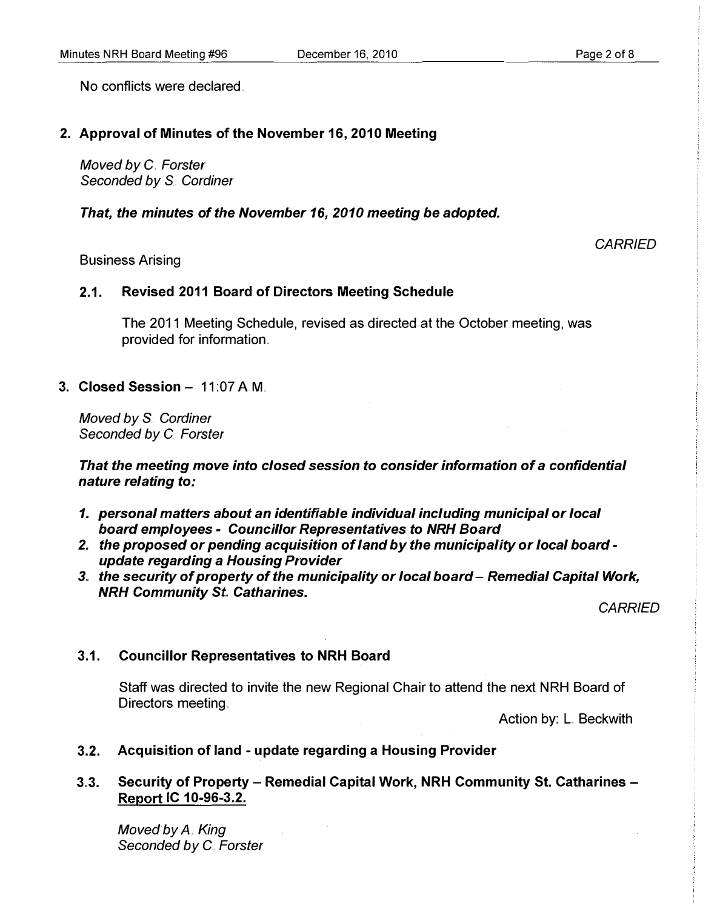No conflicts were declared.

## 2. Approval of Minutes of the November 16, 2010 Meeting

*Moved by C. Forster*
*Seconded by S. Cordiner*

***That, the minutes of the November 16, 2010 meeting be adopted.***

*CARRIED*

Business Arising

### 2.1. Revised 2011 Board of Directors Meeting Schedule

The 2011 Meeting Schedule, revised as directed at the October meeting, was provided for information.

## 3. Closed Session – 11:07 A.M.

*Moved by S. Cordiner*
*Seconded by C. Forster*

***That the meeting move into closed session to consider information of a confidential nature relating to:***

1. ***personal matters about an identifiable individual including municipal or local board employees - Councillor Representatives to NRH Board***
2. ***the proposed or pending acquisition of land by the municipality or local board - update regarding a Housing Provider***
3. ***the security of property of the municipality or local board – Remedial Capital Work, NRH Community St. Catharines.***

*CARRIED*

### 3.1. Councillor Representatives to NRH Board

Staff was directed to invite the new Regional Chair to attend the next NRH Board of Directors meeting.

Action by: L. Beckwith

### 3.2. Acquisition of land - update regarding a Housing Provider

### 3.3. Security of Property – Remedial Capital Work, NRH Community St. Catharines – Report IC 10-96-3.2.

*Moved by A. King*
*Seconded by C. Forster*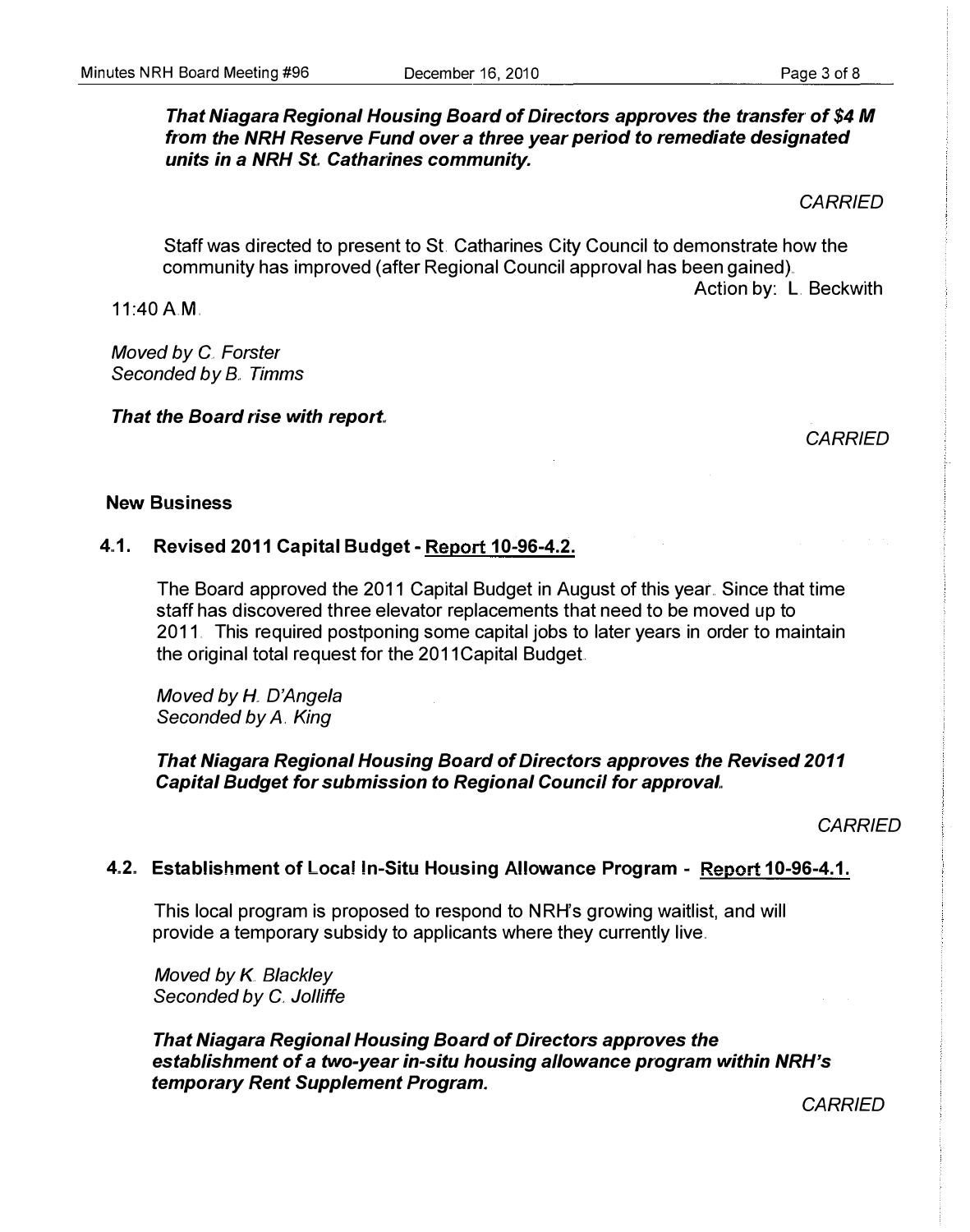***That Niagara Regional Housing Board of Directors approves the transfer of $4 M from the NRH Reserve Fund over a three year period to remediate designated units in a NRH St. Catharines community.***

*CARRIED*

Staff was directed to present to St. Catharines City Council to demonstrate how the community has improved (after Regional Council approval has been gained).

Action by: L. Beckwith

11:40 A.M.

*Moved by C. Forster*
*Seconded by B. Timms*

***That the Board rise with report.***

*CARRIED*

## New Business

### 4.1. Revised 2011 Capital Budget - Report 10-96-4.2.

The Board approved the 2011 Capital Budget in August of this year. Since that time staff has discovered three elevator replacements that need to be moved up to 2011. This required postponing some capital jobs to later years in order to maintain the original total request for the 2011Capital Budget.

*Moved by H. D'Angela*
*Seconded by A. King*

***That Niagara Regional Housing Board of Directors approves the Revised 2011 Capital Budget for submission to Regional Council for approval.***

*CARRIED*

### 4.2. Establishment of Local In-Situ Housing Allowance Program - Report 10-96-4.1.

This local program is proposed to respond to NRH's growing waitlist, and will provide a temporary subsidy to applicants where they currently live.

*Moved by K. Blackley*
*Seconded by C. Jolliffe*

***That Niagara Regional Housing Board of Directors approves the establishment of a two-year in-situ housing allowance program within NRH's temporary Rent Supplement Program.***

*CARRIED*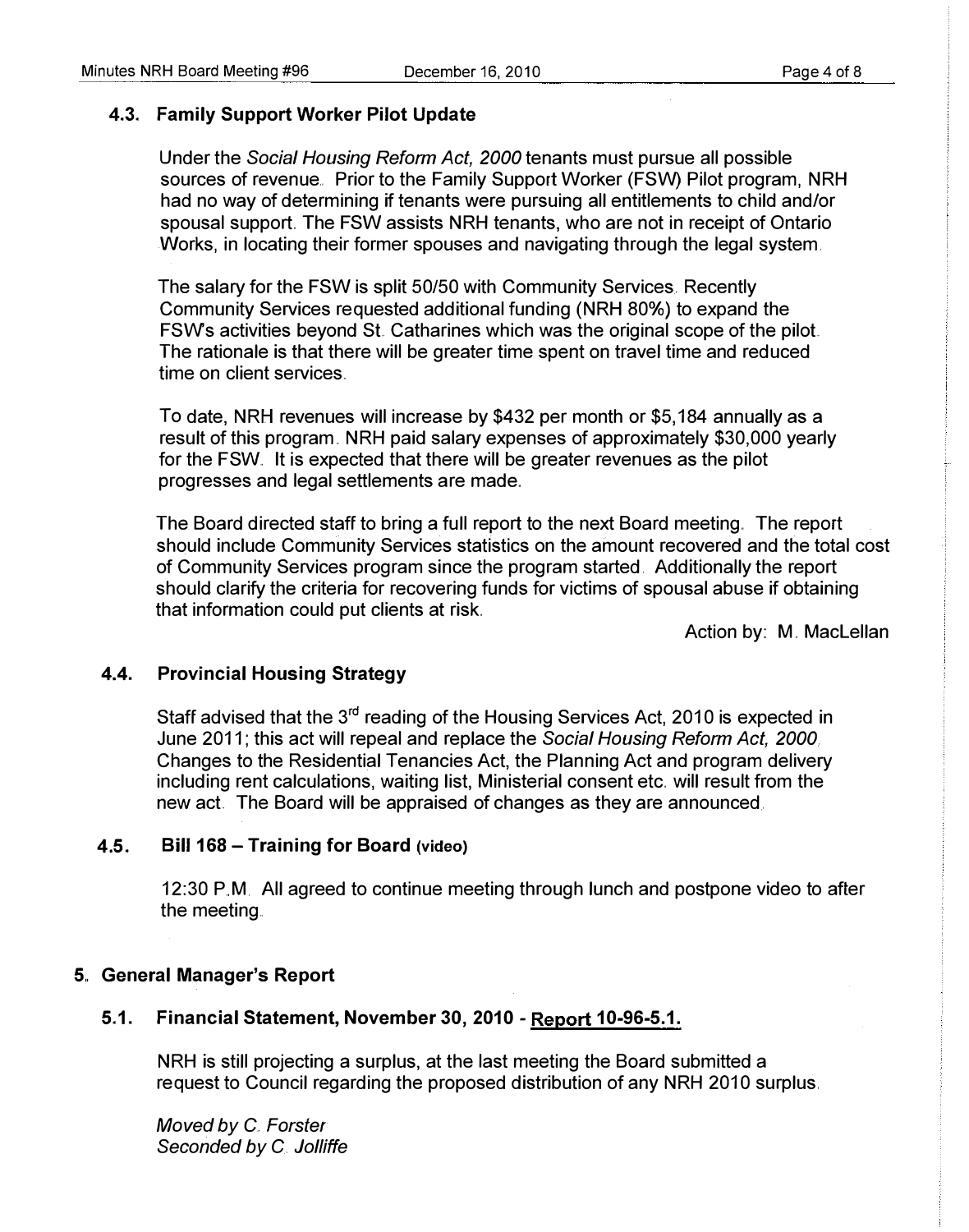### 4.3. Family Support Worker Pilot Update

Under the *Social Housing Reform Act, 2000* tenants must pursue all possible sources of revenue. Prior to the Family Support Worker (FSW) Pilot program, NRH had no way of determining if tenants were pursuing all entitlements to child and/or spousal support. The FSW assists NRH tenants, who are not in receipt of Ontario Works, in locating their former spouses and navigating through the legal system.

The salary for the FSW is split 50/50 with Community Services. Recently Community Services requested additional funding (NRH 80%) to expand the FSW's activities beyond St. Catharines which was the original scope of the pilot. The rationale is that there will be greater time spent on travel time and reduced time on client services.

To date, NRH revenues will increase by $432 per month or $5,184 annually as a result of this program. NRH paid salary expenses of approximately $30,000 yearly for the FSW. It is expected that there will be greater revenues as the pilot progresses and legal settlements are made.

The Board directed staff to bring a full report to the next Board meeting. The report should include Community Services statistics on the amount recovered and the total cost of Community Services program since the program started. Additionally the report should clarify the criteria for recovering funds for victims of spousal abuse if obtaining that information could put clients at risk.

Action by: M. MacLellan

### 4.4. Provincial Housing Strategy

Staff advised that the 3rd reading of the Housing Services Act, 2010 is expected in June 2011; this act will repeal and replace the *Social Housing Reform Act, 2000*. Changes to the Residential Tenancies Act, the Planning Act and program delivery including rent calculations, waiting list, Ministerial consent etc. will result from the new act. The Board will be appraised of changes as they are announced.

### 4.5. Bill 168 – Training for Board (video)

12:30 P.M. All agreed to continue meeting through lunch and postpone video to after the meeting.

## 5. General Manager's Report

### 5.1. Financial Statement, November 30, 2010 - Report 10-96-5.1.

NRH is still projecting a surplus, at the last meeting the Board submitted a request to Council regarding the proposed distribution of any NRH 2010 surplus.

*Moved by C. Forster*
*Seconded by C. Jolliffe*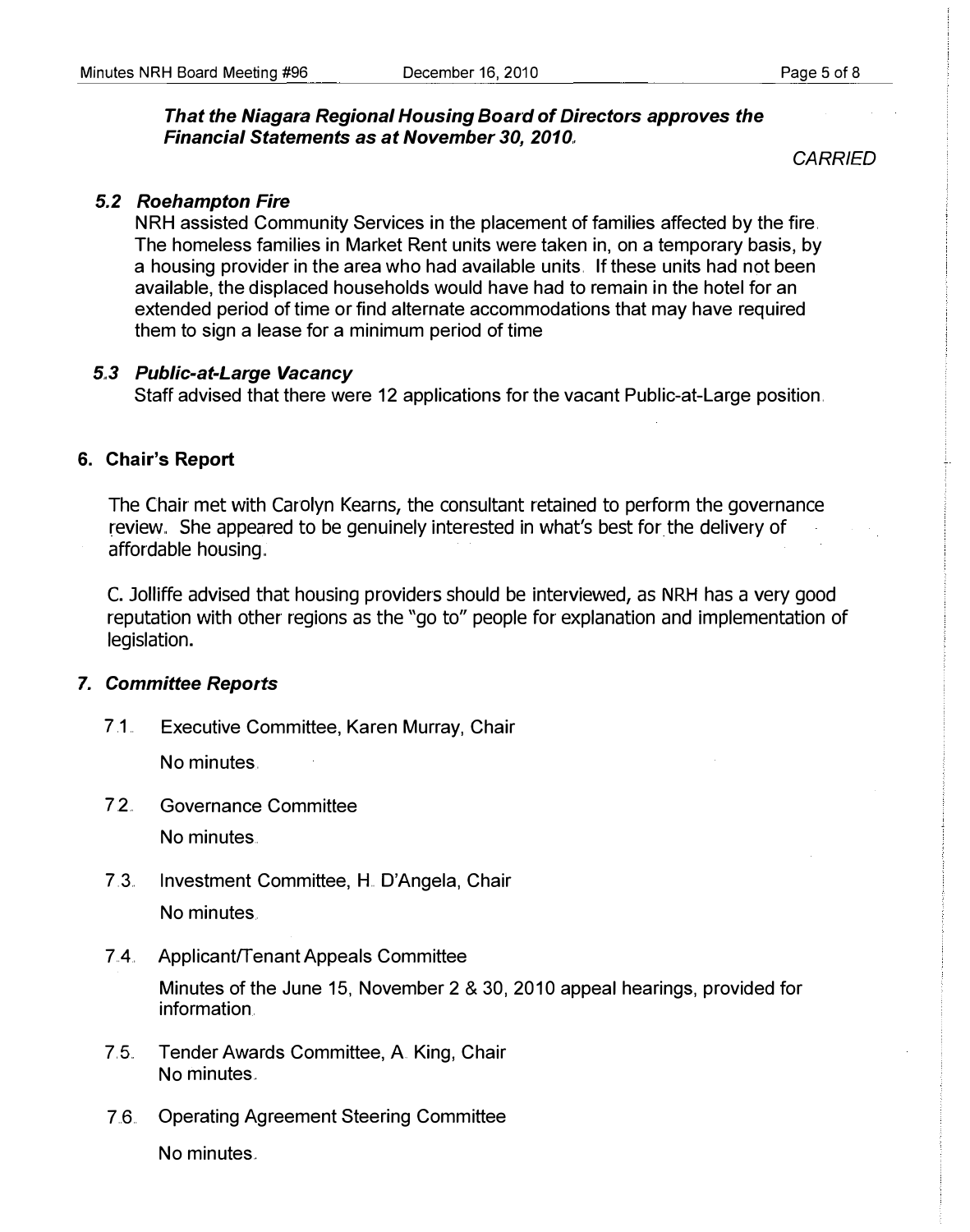***That the Niagara Regional Housing Board of Directors approves the Financial Statements as at November 30, 2010.***

*CARRIED*

### *5.2 Roehampton Fire*

NRH assisted Community Services in the placement of families affected by the fire. The homeless families in Market Rent units were taken in, on a temporary basis, by a housing provider in the area who had available units. If these units had not been available, the displaced households would have had to remain in the hotel for an extended period of time or find alternate accommodations that may have required them to sign a lease for a minimum period of time

### *5.3 Public-at-Large Vacancy*

Staff advised that there were 12 applications for the vacant Public-at-Large position.

## 6. Chair's Report

The Chair met with Carolyn Kearns, the consultant retained to perform the governance review. She appeared to be genuinely interested in what's best for the delivery of affordable housing.

C. Jolliffe advised that housing providers should be interviewed, as NRH has a very good reputation with other regions as the "go to" people for explanation and implementation of legislation.

## *7. Committee Reports*

7.1. Executive Committee, Karen Murray, Chair

No minutes.

7.2. Governance Committee

No minutes.

7.3. Investment Committee, H. D'Angela, Chair

No minutes.

7.4. Applicant/Tenant Appeals Committee

Minutes of the June 15, November 2 & 30, 2010 appeal hearings, provided for information.

7.5. Tender Awards Committee, A. King, Chair
No minutes.

7.6. Operating Agreement Steering Committee

No minutes.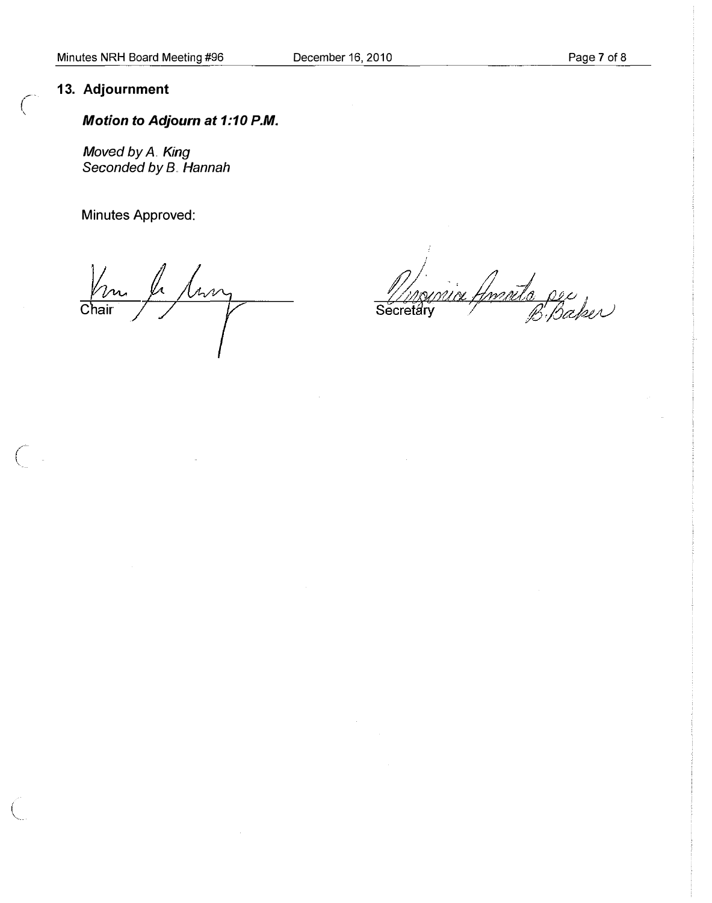## 13. Adjournment

***Motion to Adjourn at 1:10 P.M.***

*Moved by A. King*
*Seconded by B. Hannah*

Minutes Approved:

Chair

Secretary

per B. Baker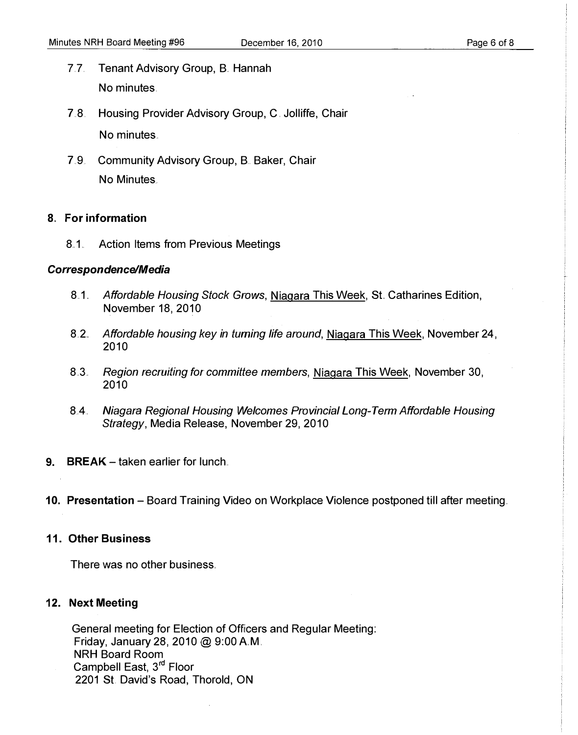7.7. Tenant Advisory Group, B. Hannah

No minutes.

7.8. Housing Provider Advisory Group, C. Jolliffe, Chair

No minutes.

7.9. Community Advisory Group, B. Baker, Chair

No Minutes.

## 8. For information

8.1. Action Items from Previous Meetings

### *Correspondence/Media*

8.1. *Affordable Housing Stock Grows*, Niagara This Week, St. Catharines Edition, November 18, 2010

8.2. *Affordable housing key in turning life around*, Niagara This Week, November 24, 2010

8.3. *Region recruiting for committee members*, Niagara This Week, November 30, 2010

8.4. *Niagara Regional Housing Welcomes Provincial Long-Term Affordable Housing Strategy*, Media Release, November 29, 2010

## 9. BREAK – taken earlier for lunch.

## 10. Presentation – Board Training Video on Workplace Violence postponed till after meeting.

## 11. Other Business

There was no other business.

## 12. Next Meeting

General meeting for Election of Officers and Regular Meeting:
Friday, January 28, 2010 @ 9:00 A.M.
NRH Board Room
Campbell East, 3rd Floor
2201 St. David's Road, Thorold, ON